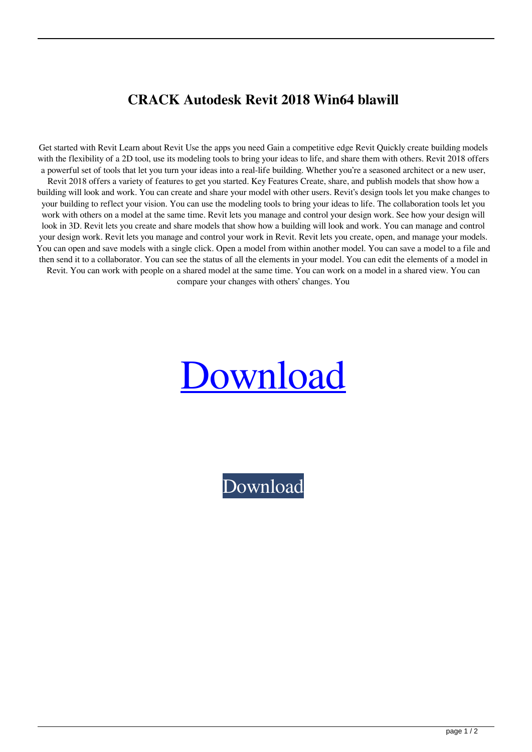# CRACK Autodesk Revit 2018 Win64 blawill

Get started with Revit Learn about Revit Use the apps you need Gain a competitive edge Revit Quickly create building models with the flexibility of a 2D tool, use its modeling tools to bring your ideas to life, and share them with others. Revit 2018 offers a powerful set of tools that let you turn your ideas into a real-life building. Whether you're a seasoned architect or a new user, Revit 2018 offers a variety of features to get you started. Key Features Create, share, and publish models that show how a building will look and work. You can create and share your model with other users. Revit's design tools let you make changes to your building to reflect your vision. You can use the modeling tools to bring your ideas to life. The collaboration tools let you work with others on a model at the same time. Revit lets you manage and control your design work. See how your design will look in 3D. Revit lets you create and share models that show how a building will look and work. You can manage and control your design work. Revit lets you manage and control your work in Revit. Revit lets you create, open, and manage your models. You can open and save models with a single click. Open a model from within another model. You can save a model to a file and then send it to a collaborator. You can see the status of all the elements in your model. You can edit the elements of a model in Revit. You can work with people on a shared model at the same time. You can work on a model in a shared view. You can compare your changes with others' changes. You

Download

Download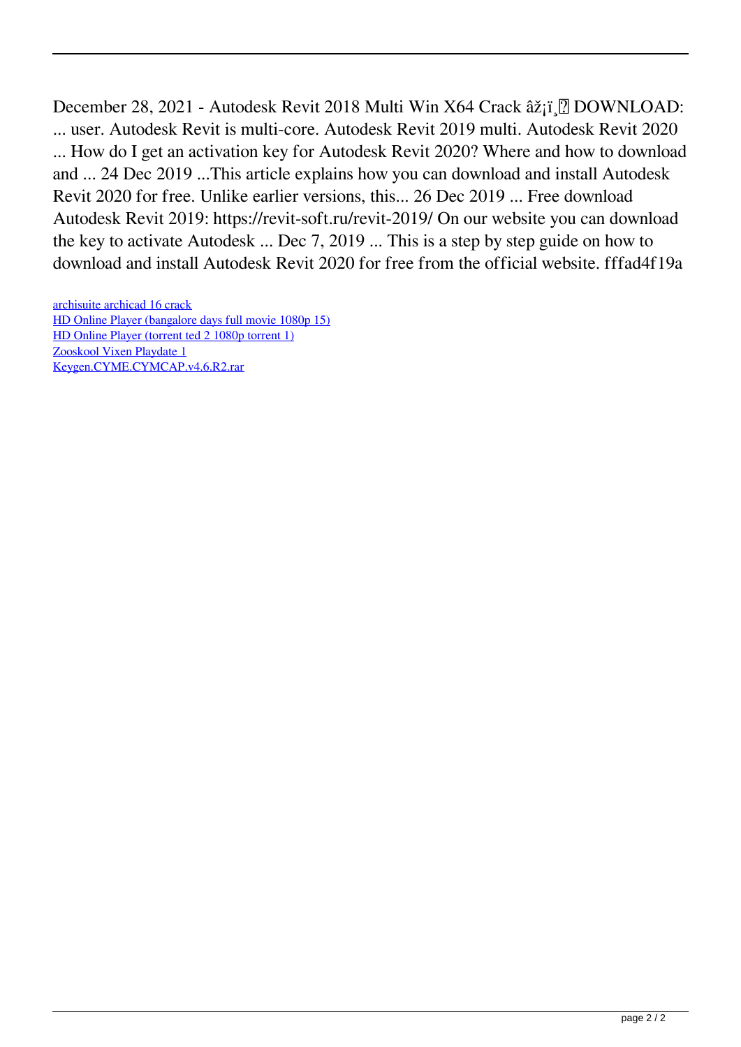December 28, 2021 - Autodesk Revit 2018 Multi Win X64 Crack âž¡ï¸ ⁇ DOWNLOAD: ... user. Autodesk Revit is multi-core. Autodesk Revit 2019 multi. Autodesk Revit 2020 ... How do I get an activation key for Autodesk Revit 2020? Where and how to download and ... 24 Dec 2019 ...This article explains how you can download and install Autodesk Revit 2020 for free. Unlike earlier versions, this... 26 Dec 2019 ... Free download Autodesk Revit 2019: https://revit-soft.ru/revit-2019/ On our website you can download the key to activate Autodesk ... Dec 7, 2019 ... This is a step by step guide on how to download and install Autodesk Revit 2020 for free from the official website. fffad4f19a

archisuite archicad 16 crack
HD Online Player (bangalore days full movie 1080p 15)
HD Online Player (torrent ted 2 1080p torrent 1)
Zooskool Vixen Playdate 1
Keygen.CYME.CYMCAP.v4.6.R2.rar